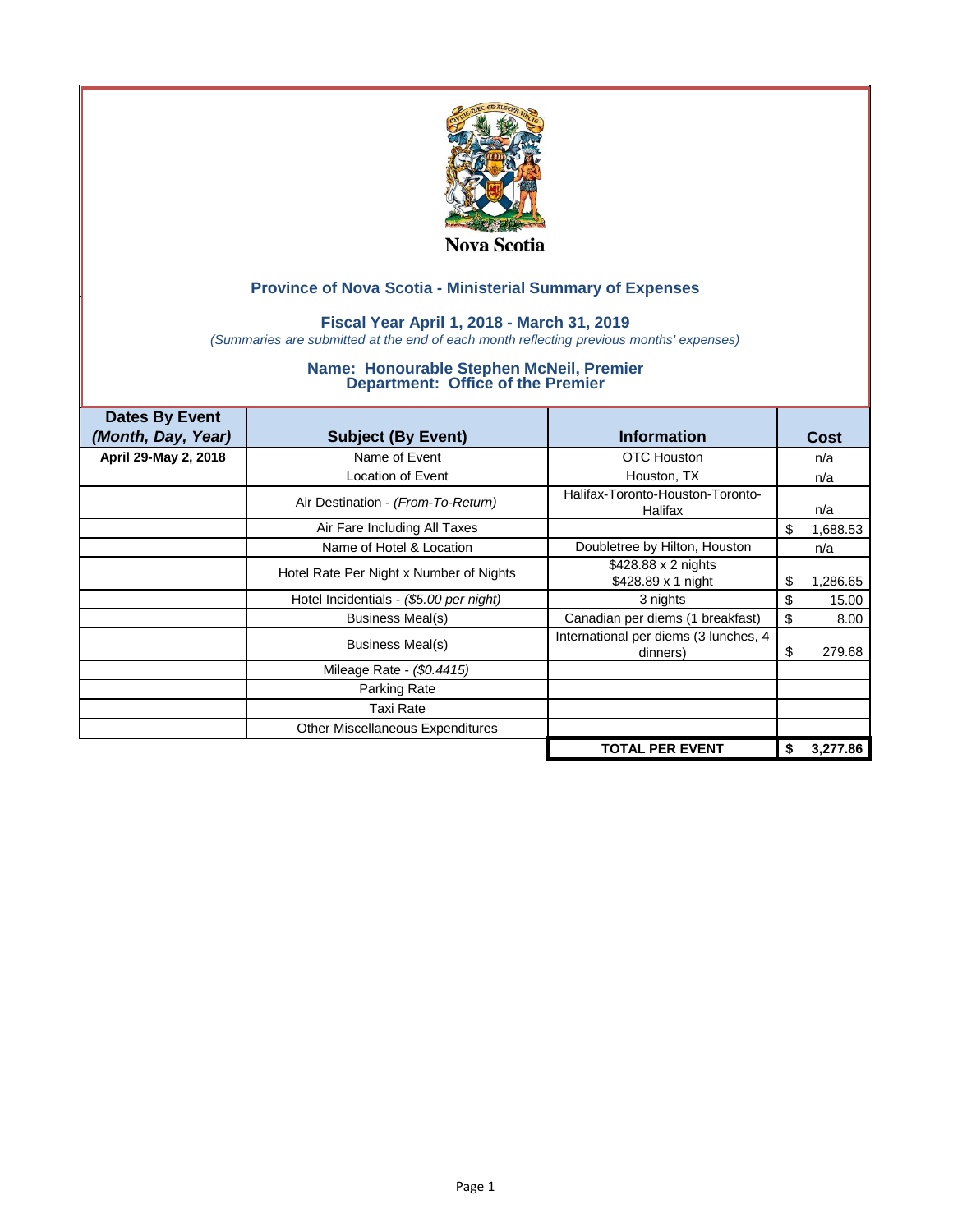Nova Scotia

## Province of Nova Scotia - Ministerial Summary of Expenses

### Fiscal Year April 1, 2018 - March 31, 2019

*(Summaries are submitted at the end of each month reflecting previous months' expenses)*

### Name: Honourable Stephen McNeil, Premier
### Department: Office of the Premier

| Dates By Event *(Month, Day, Year)* | Subject (By Event) | Information | Cost |
|---|---|---|---|
| **April 29-May 2, 2018** | Name of Event | OTC Houston | n/a |
| | Location of Event | Houston, TX | n/a |
| | Air Destination - *(From-To-Return)* | Halifax-Toronto-Houston-Toronto-Halifax | n/a |
| | Air Fare Including All Taxes | | $ 1,688.53 |
| | Name of Hotel & Location | Doubletree by Hilton, Houston | n/a |
| | Hotel Rate Per Night x Number of Nights | $428.88 x 2 nights<br>$428.89 x 1 night | $ 1,286.65 |
| | Hotel Incidentials - *($5.00 per night)* | 3 nights | $ 15.00 |
| | Business Meal(s) | Canadian per diems (1 breakfast) | $ 8.00 |
| | Business Meal(s) | International per diems (3 lunches, 4 dinners) | $ 279.68 |
| | Mileage Rate - *($0.4415)* | | |
| | Parking Rate | | |
| | Taxi Rate | | |
| | Other Miscellaneous Expenditures | | |
| | | **TOTAL PER EVENT** | **$ 3,277.86** |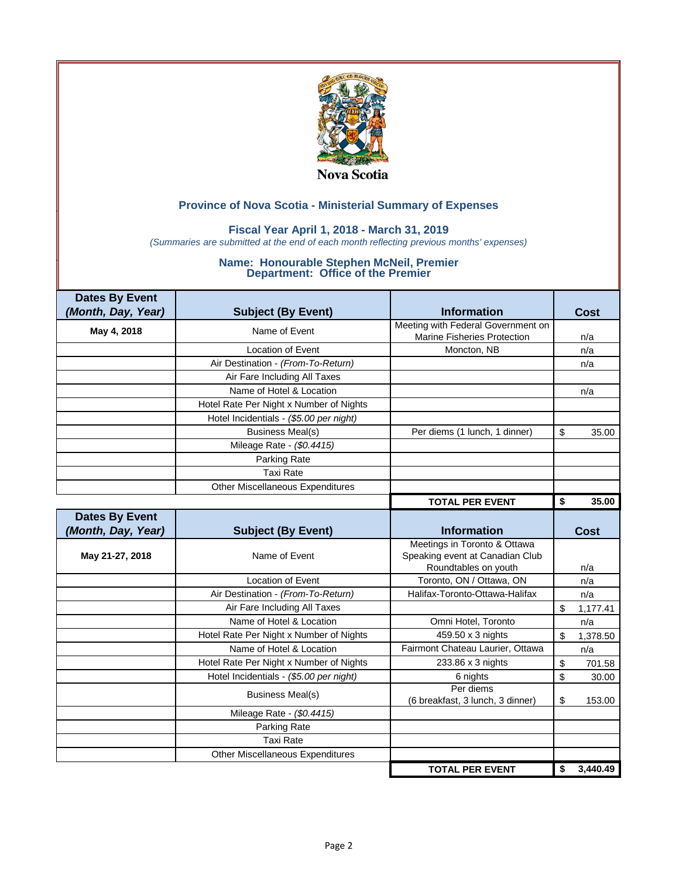Nova Scotia

## Province of Nova Scotia - Ministerial Summary of Expenses

### Fiscal Year April 1, 2018 - March 31, 2019

*(Summaries are submitted at the end of each month reflecting previous months' expenses)*

### Name: Honourable Stephen McNeil, Premier
### Department: Office of the Premier

| Dates By Event *(Month, Day, Year)* | Subject (By Event) | Information | Cost |
|---|---|---|---|
| **May 4, 2018** | Name of Event | Meeting with Federal Government on Marine Fisheries Protection | n/a |
| | Location of Event | Moncton, NB | n/a |
| | Air Destination - *(From-To-Return)* | | n/a |
| | Air Fare Including All Taxes | | |
| | Name of Hotel & Location | | n/a |
| | Hotel Rate Per Night x Number of Nights | | |
| | Hotel Incidentials - *($5.00 per night)* | | |
| | Business Meal(s) | Per diems (1 lunch, 1 dinner) | $ 35.00 |
| | Mileage Rate - *($0.4415)* | | |
| | Parking Rate | | |
| | Taxi Rate | | |
| | Other Miscellaneous Expenditures | | |
| | | **TOTAL PER EVENT** | **$ 35.00** |

| Dates By Event *(Month, Day, Year)* | Subject (By Event) | Information | Cost |
|---|---|---|---|
| **May 21-27, 2018** | Name of Event | Meetings in Toronto & Ottawa Speaking event at Canadian Club Roundtables on youth | n/a |
| | Location of Event | Toronto, ON / Ottawa, ON | n/a |
| | Air Destination - *(From-To-Return)* | Halifax-Toronto-Ottawa-Halifax | n/a |
| | Air Fare Including All Taxes | | $ 1,177.41 |
| | Name of Hotel & Location | Omni Hotel, Toronto | n/a |
| | Hotel Rate Per Night x Number of Nights | 459.50 x 3 nights | $ 1,378.50 |
| | Name of Hotel & Location | Fairmont Chateau Laurier, Ottawa | n/a |
| | Hotel Rate Per Night x Number of Nights | 233.86 x 3 nights | $ 701.58 |
| | Hotel Incidentials - *($5.00 per night)* | 6 nights | $ 30.00 |
| | Business Meal(s) | Per diems (6 breakfast, 3 lunch, 3 dinner) | $ 153.00 |
| | Mileage Rate - *($0.4415)* | | |
| | Parking Rate | | |
| | Taxi Rate | | |
| | Other Miscellaneous Expenditures | | |
| | | **TOTAL PER EVENT** | **$ 3,440.49** |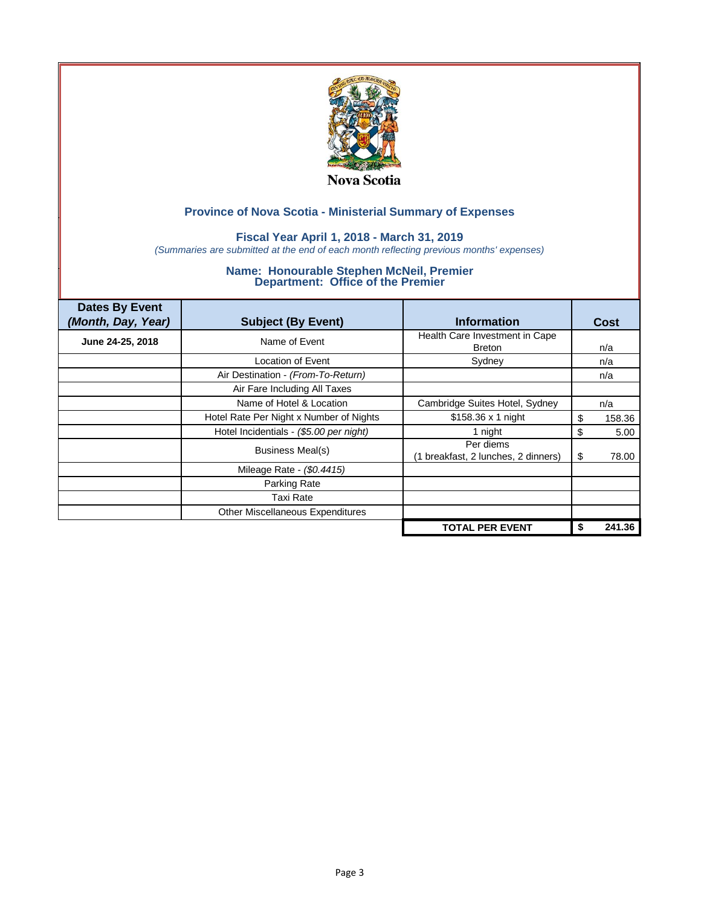Nova Scotia

## Province of Nova Scotia - Ministerial Summary of Expenses

### Fiscal Year April 1, 2018 - March 31, 2019

*(Summaries are submitted at the end of each month reflecting previous months' expenses)*

### Name: Honourable Stephen McNeil, Premier
### Department: Office of the Premier

| Dates By Event *(Month, Day, Year)* | Subject (By Event) | Information | Cost |
|---|---|---|---|
| June 24-25, 2018 | Name of Event | Health Care Investment in Cape Breton | n/a |
| | Location of Event | Sydney | n/a |
| | Air Destination - *(From-To-Return)* | | n/a |
| | Air Fare Including All Taxes | | |
| | Name of Hotel & Location | Cambridge Suites Hotel, Sydney | n/a |
| | Hotel Rate Per Night x Number of Nights | $158.36 x 1 night | $ 158.36 |
| | Hotel Incidentials - *($5.00 per night)* | 1 night | $ 5.00 |
| | Business Meal(s) | Per diems (1 breakfast, 2 lunches, 2 dinners) | $ 78.00 |
| | Mileage Rate - *($0.4415)* | | |
| | Parking Rate | | |
| | Taxi Rate | | |
| | Other Miscellaneous Expenditures | | |
| | | **TOTAL PER EVENT** | **$ 241.36** |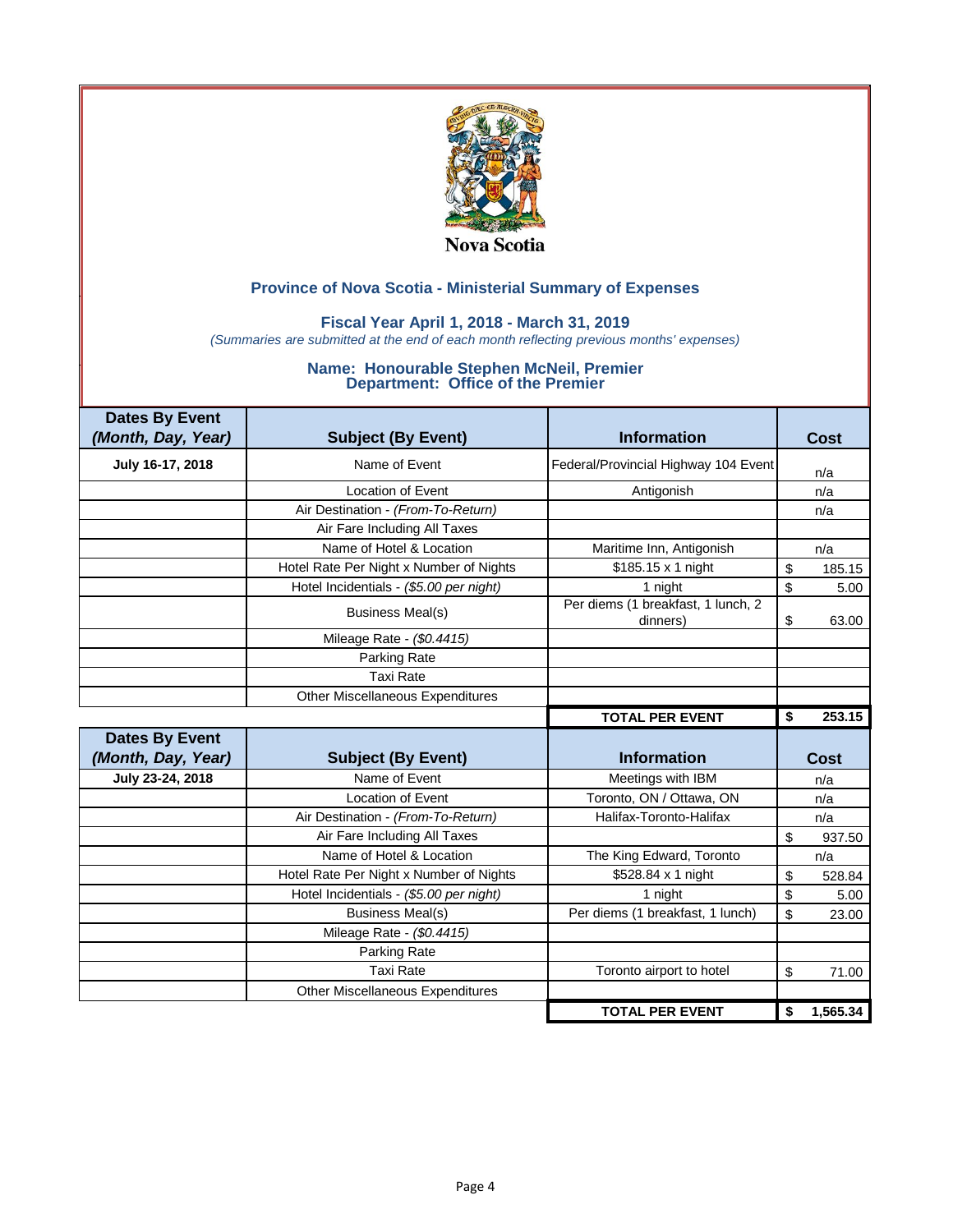Nova Scotia

## Province of Nova Scotia - Ministerial Summary of Expenses

### Fiscal Year April 1, 2018 - March 31, 2019

*(Summaries are submitted at the end of each month reflecting previous months' expenses)*

### Name: Honourable Stephen McNeil, Premier
### Department: Office of the Premier

| Dates By Event *(Month, Day, Year)* | Subject (By Event) | Information | Cost |
|---|---|---|---|
| July 16-17, 2018 | Name of Event | Federal/Provincial Highway 104 Event | n/a |
| | Location of Event | Antigonish | n/a |
| | Air Destination - *(From-To-Return)* | | n/a |
| | Air Fare Including All Taxes | | |
| | Name of Hotel & Location | Maritime Inn, Antigonish | n/a |
| | Hotel Rate Per Night x Number of Nights | $185.15 x 1 night | $ 185.15 |
| | Hotel Incidentials - *($5.00 per night)* | 1 night | $ 5.00 |
| | Business Meal(s) | Per diems (1 breakfast, 1 lunch, 2 dinners) | $ 63.00 |
| | Mileage Rate - *($0.4415)* | | |
| | Parking Rate | | |
| | Taxi Rate | | |
| | Other Miscellaneous Expenditures | | |
| | | **TOTAL PER EVENT** | **$ 253.15** |

| Dates By Event *(Month, Day, Year)* | Subject (By Event) | Information | Cost |
|---|---|---|---|
| July 23-24, 2018 | Name of Event | Meetings with IBM | n/a |
| | Location of Event | Toronto, ON / Ottawa, ON | n/a |
| | Air Destination - *(From-To-Return)* | Halifax-Toronto-Halifax | n/a |
| | Air Fare Including All Taxes | | $ 937.50 |
| | Name of Hotel & Location | The King Edward, Toronto | n/a |
| | Hotel Rate Per Night x Number of Nights | $528.84 x 1 night | $ 528.84 |
| | Hotel Incidentials - *($5.00 per night)* | 1 night | $ 5.00 |
| | Business Meal(s) | Per diems (1 breakfast, 1 lunch) | $ 23.00 |
| | Mileage Rate - *($0.4415)* | | |
| | Parking Rate | | |
| | Taxi Rate | Toronto airport to hotel | $ 71.00 |
| | Other Miscellaneous Expenditures | | |
| | | **TOTAL PER EVENT** | **$ 1,565.34** |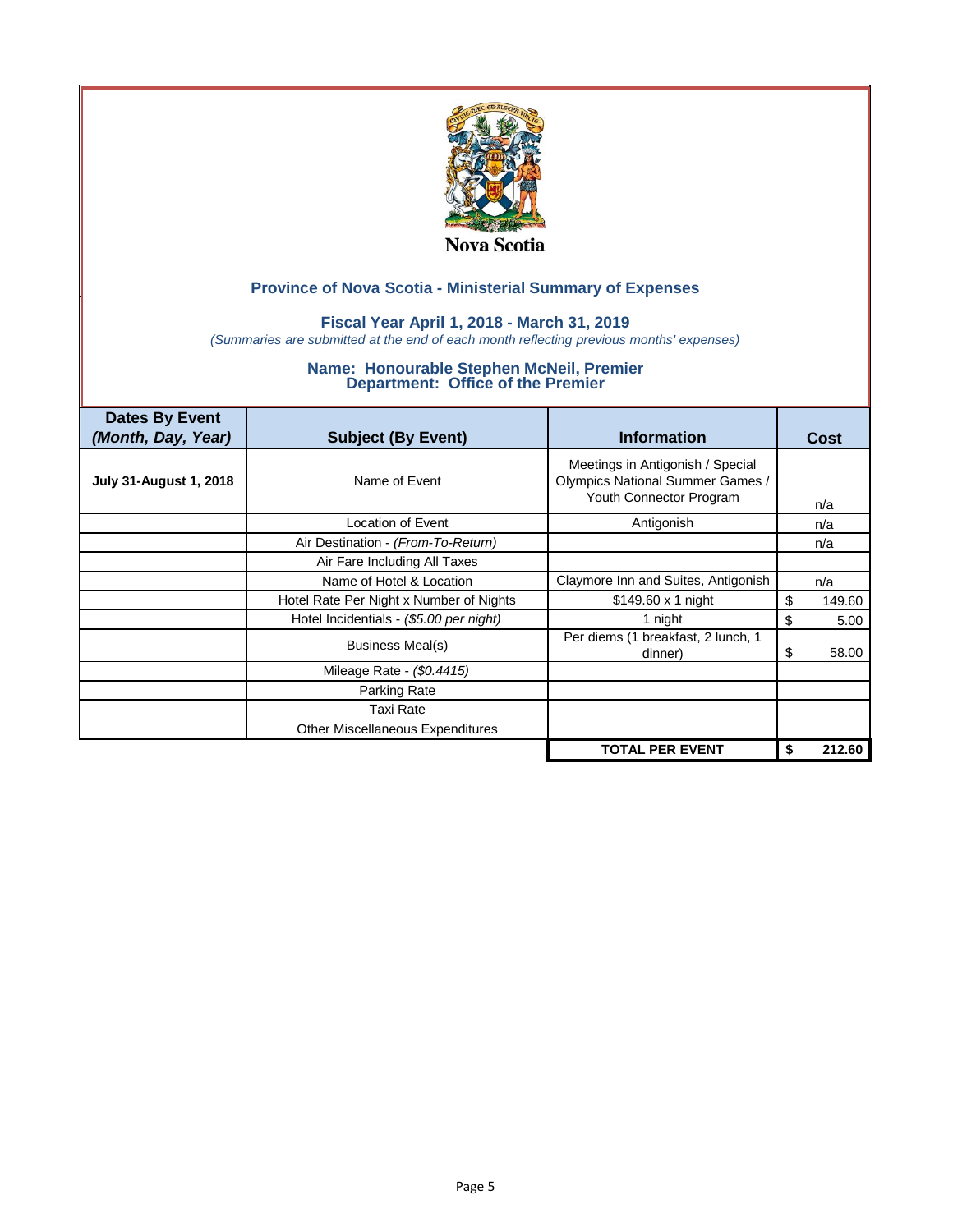Nova Scotia

## Province of Nova Scotia - Ministerial Summary of Expenses

### Fiscal Year April 1, 2018 - March 31, 2019

*(Summaries are submitted at the end of each month reflecting previous months' expenses)*

### Name: Honourable Stephen McNeil, Premier
### Department: Office of the Premier

| Dates By Event *(Month, Day, Year)* | Subject (By Event) | Information | Cost |
|---|---|---|---|
| **July 31-August 1, 2018** | Name of Event | Meetings in Antigonish / Special Olympics National Summer Games / Youth Connector Program | n/a |
| | Location of Event | Antigonish | n/a |
| | Air Destination - *(From-To-Return)* | | n/a |
| | Air Fare Including All Taxes | | |
| | Name of Hotel & Location | Claymore Inn and Suites, Antigonish | n/a |
| | Hotel Rate Per Night x Number of Nights | $149.60 x 1 night | $ 149.60 |
| | Hotel Incidentials - *($5.00 per night)* | 1 night | $ 5.00 |
| | Business Meal(s) | Per diems (1 breakfast, 2 lunch, 1 dinner) | $ 58.00 |
| | Mileage Rate - *($0.4415)* | | |
| | Parking Rate | | |
| | Taxi Rate | | |
| | Other Miscellaneous Expenditures | | |
| | | **TOTAL PER EVENT** | **$ 212.60** |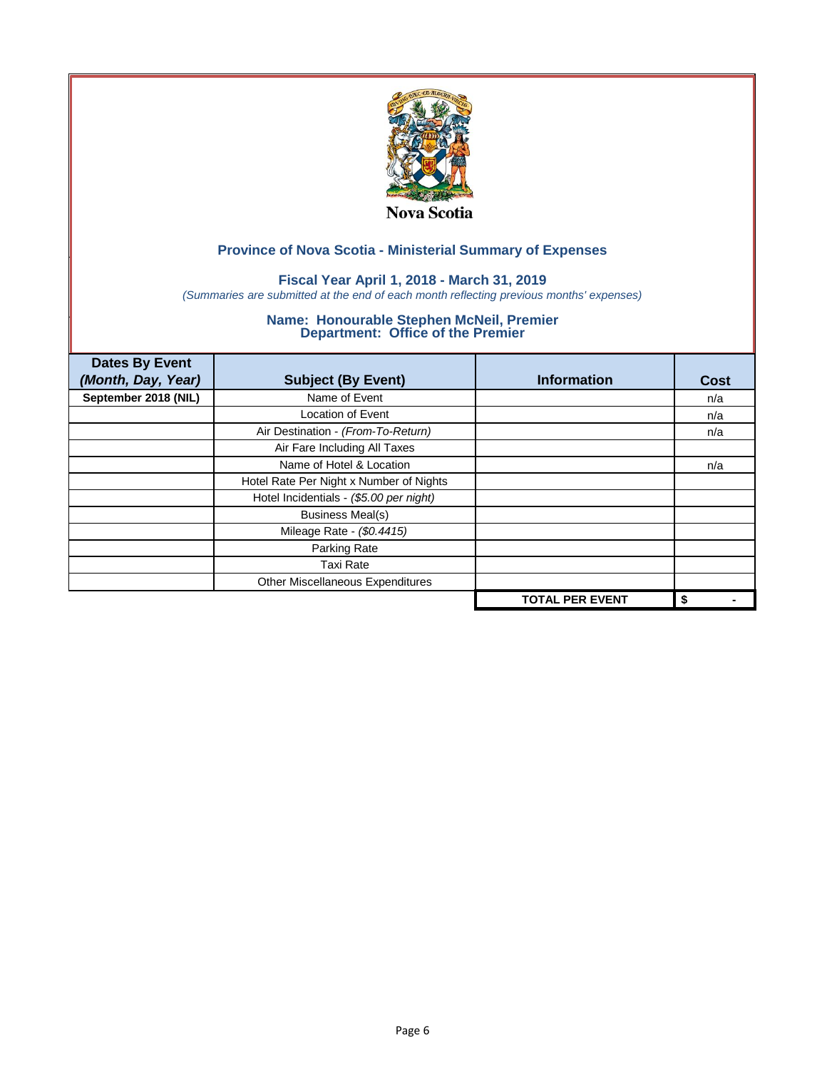Nova Scotia

## Province of Nova Scotia - Ministerial Summary of Expenses

### Fiscal Year April 1, 2018 - March 31, 2019

*(Summaries are submitted at the end of each month reflecting previous months' expenses)*

### Name: Honourable Stephen McNeil, Premier
### Department: Office of the Premier

| Dates By Event *(Month, Day, Year)* | Subject (By Event) | Information | Cost |
|---|---|---|---|
| **September 2018 (NIL)** | Name of Event | | n/a |
| | Location of Event | | n/a |
| | Air Destination - *(From-To-Return)* | | n/a |
| | Air Fare Including All Taxes | | |
| | Name of Hotel & Location | | n/a |
| | Hotel Rate Per Night x Number of Nights | | |
| | Hotel Incidentials - *($5.00 per night)* | | |
| | Business Meal(s) | | |
| | Mileage Rate - *($0.4415)* | | |
| | Parking Rate | | |
| | Taxi Rate | | |
| | Other Miscellaneous Expenditures | | |
| | | **TOTAL PER EVENT** | **$ -** |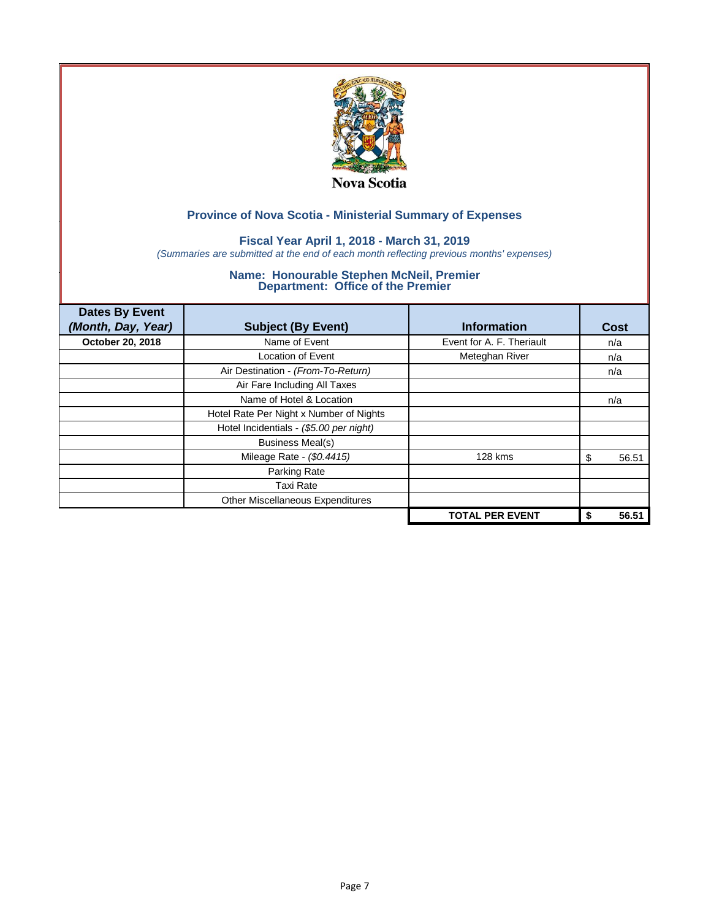Nova Scotia

## Province of Nova Scotia - Ministerial Summary of Expenses

### Fiscal Year April 1, 2018 - March 31, 2019

*(Summaries are submitted at the end of each month reflecting previous months' expenses)*

### Name: Honourable Stephen McNeil, Premier
### Department: Office of the Premier

| Dates By Event *(Month, Day, Year)* | Subject (By Event) | Information | Cost |
|---|---|---|---|
| **October 20, 2018** | Name of Event | Event for A. F. Theriault | n/a |
| | Location of Event | Meteghan River | n/a |
| | Air Destination - *(From-To-Return)* | | n/a |
| | Air Fare Including All Taxes | | |
| | Name of Hotel & Location | | n/a |
| | Hotel Rate Per Night x Number of Nights | | |
| | Hotel Incidentials - *($5.00 per night)* | | |
| | Business Meal(s) | | |
| | Mileage Rate - *($0.4415)* | 128 kms | $ 56.51 |
| | Parking Rate | | |
| | Taxi Rate | | |
| | Other Miscellaneous Expenditures | | |
| | | **TOTAL PER EVENT** | **$ 56.51** |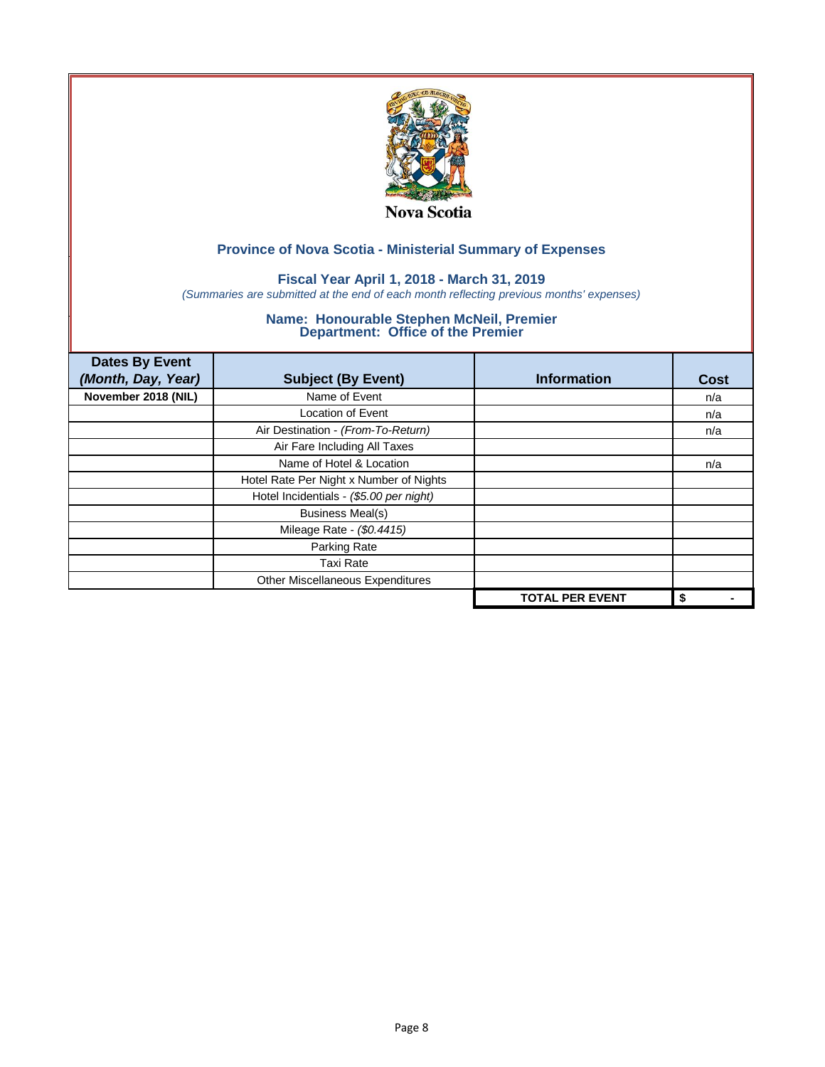Nova Scotia

## Province of Nova Scotia - Ministerial Summary of Expenses

### Fiscal Year April 1, 2018 - March 31, 2019

*(Summaries are submitted at the end of each month reflecting previous months' expenses)*

### Name: Honourable Stephen McNeil, Premier
### Department: Office of the Premier

| Dates By Event *(Month, Day, Year)* | Subject (By Event) | Information | Cost |
|---|---|---|---|
| **November 2018 (NIL)** | Name of Event | | n/a |
| | Location of Event | | n/a |
| | Air Destination - *(From-To-Return)* | | n/a |
| | Air Fare Including All Taxes | | |
| | Name of Hotel & Location | | n/a |
| | Hotel Rate Per Night x Number of Nights | | |
| | Hotel Incidentials - *($5.00 per night)* | | |
| | Business Meal(s) | | |
| | Mileage Rate - *($0.4415)* | | |
| | Parking Rate | | |
| | Taxi Rate | | |
| | Other Miscellaneous Expenditures | | |
| | | **TOTAL PER EVENT** | **$ -** |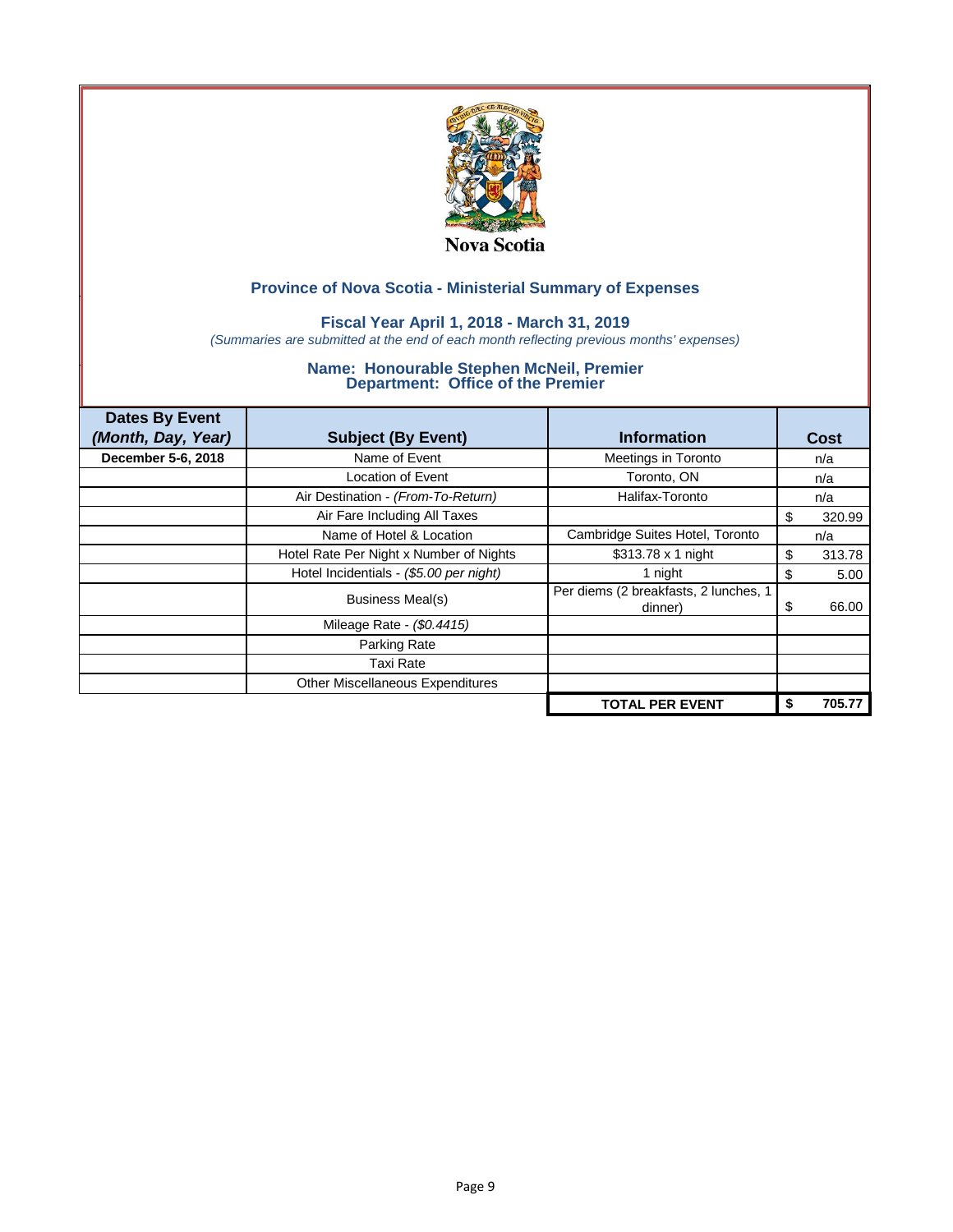Nova Scotia

## Province of Nova Scotia - Ministerial Summary of Expenses

### Fiscal Year April 1, 2018 - March 31, 2019

*(Summaries are submitted at the end of each month reflecting previous months' expenses)*

### Name: Honourable Stephen McNeil, Premier
### Department: Office of the Premier

| Dates By Event *(Month, Day, Year)* | Subject (By Event) | Information | Cost |
|---|---|---|---|
| **December 5-6, 2018** | Name of Event | Meetings in Toronto | n/a |
| | Location of Event | Toronto, ON | n/a |
| | Air Destination - *(From-To-Return)* | Halifax-Toronto | n/a |
| | Air Fare Including All Taxes | | $ 320.99 |
| | Name of Hotel & Location | Cambridge Suites Hotel, Toronto | n/a |
| | Hotel Rate Per Night x Number of Nights | $313.78 x 1 night | $ 313.78 |
| | Hotel Incidentials - *($5.00 per night)* | 1 night | $ 5.00 |
| | Business Meal(s) | Per diems (2 breakfasts, 2 lunches, 1 dinner) | $ 66.00 |
| | Mileage Rate - *($0.4415)* | | |
| | Parking Rate | | |
| | Taxi Rate | | |
| | Other Miscellaneous Expenditures | | |
| | | **TOTAL PER EVENT** | **$ 705.77** |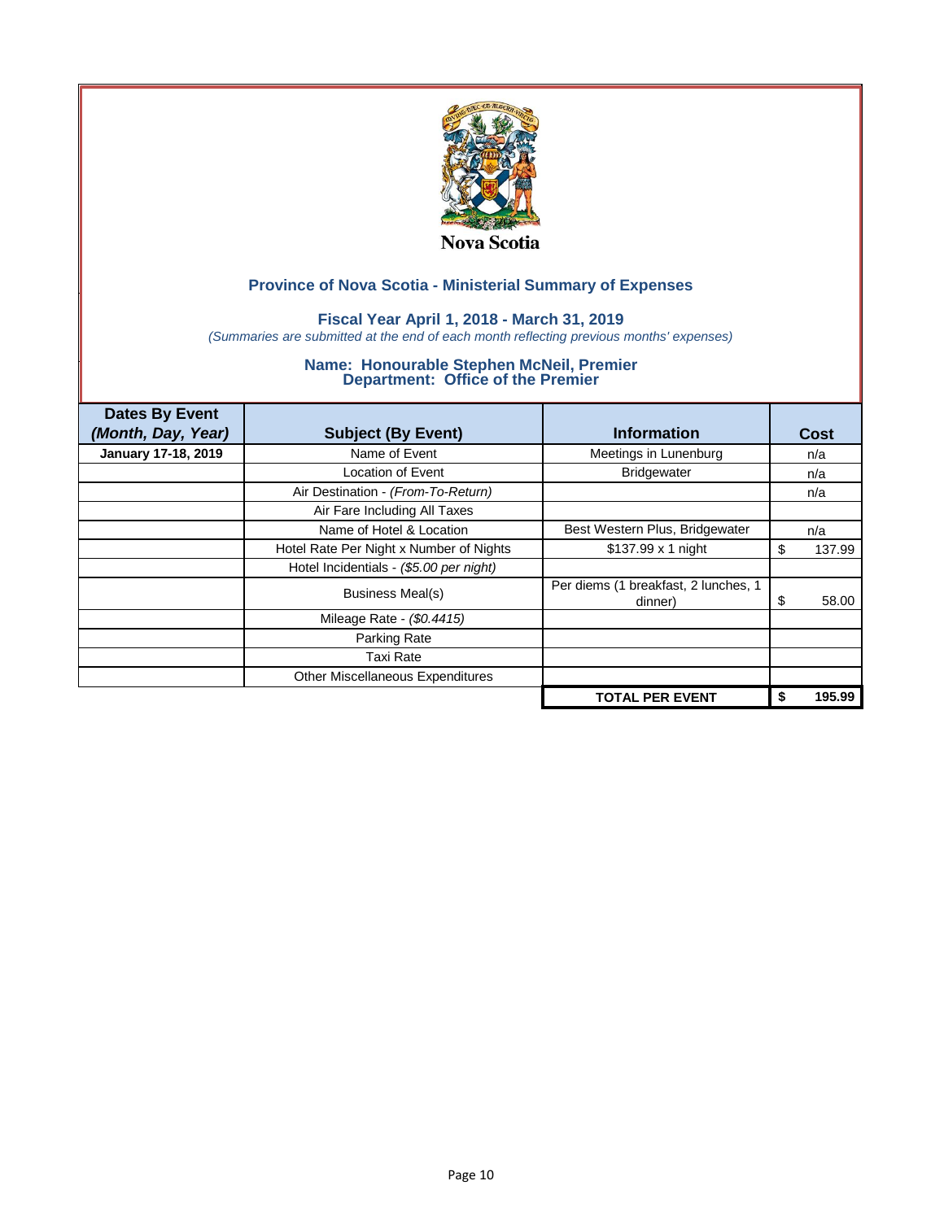Nova Scotia

## Province of Nova Scotia - Ministerial Summary of Expenses

### Fiscal Year April 1, 2018 - March 31, 2019

*(Summaries are submitted at the end of each month reflecting previous months' expenses)*

### Name: Honourable Stephen McNeil, Premier
### Department: Office of the Premier

| Dates By Event *(Month, Day, Year)* | Subject (By Event) | Information | Cost |
|---|---|---|---|
| **January 17-18, 2019** | Name of Event | Meetings in Lunenburg | n/a |
| | Location of Event | Bridgewater | n/a |
| | Air Destination - *(From-To-Return)* | | n/a |
| | Air Fare Including All Taxes | | |
| | Name of Hotel & Location | Best Western Plus, Bridgewater | n/a |
| | Hotel Rate Per Night x Number of Nights | $137.99 x 1 night | $ 137.99 |
| | Hotel Incidentials - *($5.00 per night)* | | |
| | Business Meal(s) | Per diems (1 breakfast, 2 lunches, 1 dinner) | $ 58.00 |
| | Mileage Rate - *($0.4415)* | | |
| | Parking Rate | | |
| | Taxi Rate | | |
| | Other Miscellaneous Expenditures | | |
| | | **TOTAL PER EVENT** | **$ 195.99** |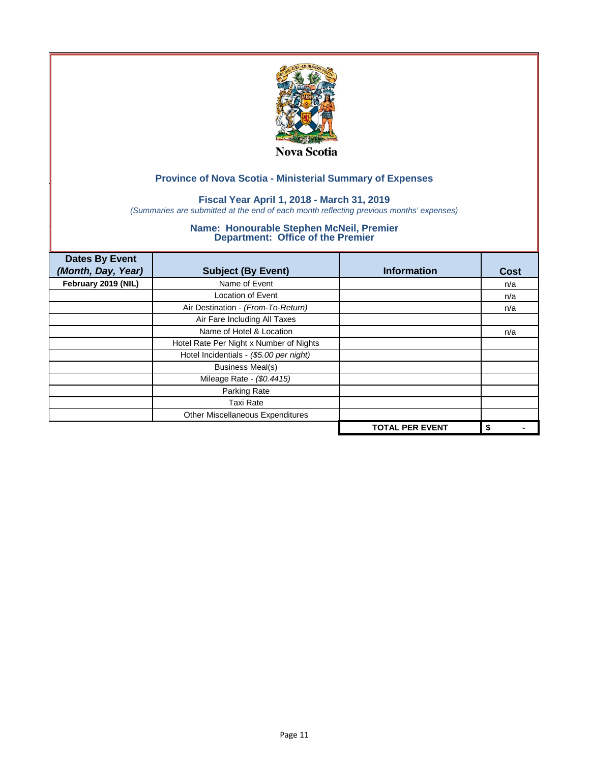Nova Scotia

## Province of Nova Scotia - Ministerial Summary of Expenses

### Fiscal Year April 1, 2018 - March 31, 2019

*(Summaries are submitted at the end of each month reflecting previous months' expenses)*

### Name: Honourable Stephen McNeil, Premier
### Department: Office of the Premier

| Dates By Event *(Month, Day, Year)* | Subject (By Event) | Information | Cost |
|---|---|---|---|
| **February 2019 (NIL)** | Name of Event | | n/a |
| | Location of Event | | n/a |
| | Air Destination - *(From-To-Return)* | | n/a |
| | Air Fare Including All Taxes | | |
| | Name of Hotel & Location | | n/a |
| | Hotel Rate Per Night x Number of Nights | | |
| | Hotel Incidentials - *($5.00 per night)* | | |
| | Business Meal(s) | | |
| | Mileage Rate - *($0.4415)* | | |
| | Parking Rate | | |
| | Taxi Rate | | |
| | Other Miscellaneous Expenditures | | |
| | | **TOTAL PER EVENT** | **$ -** |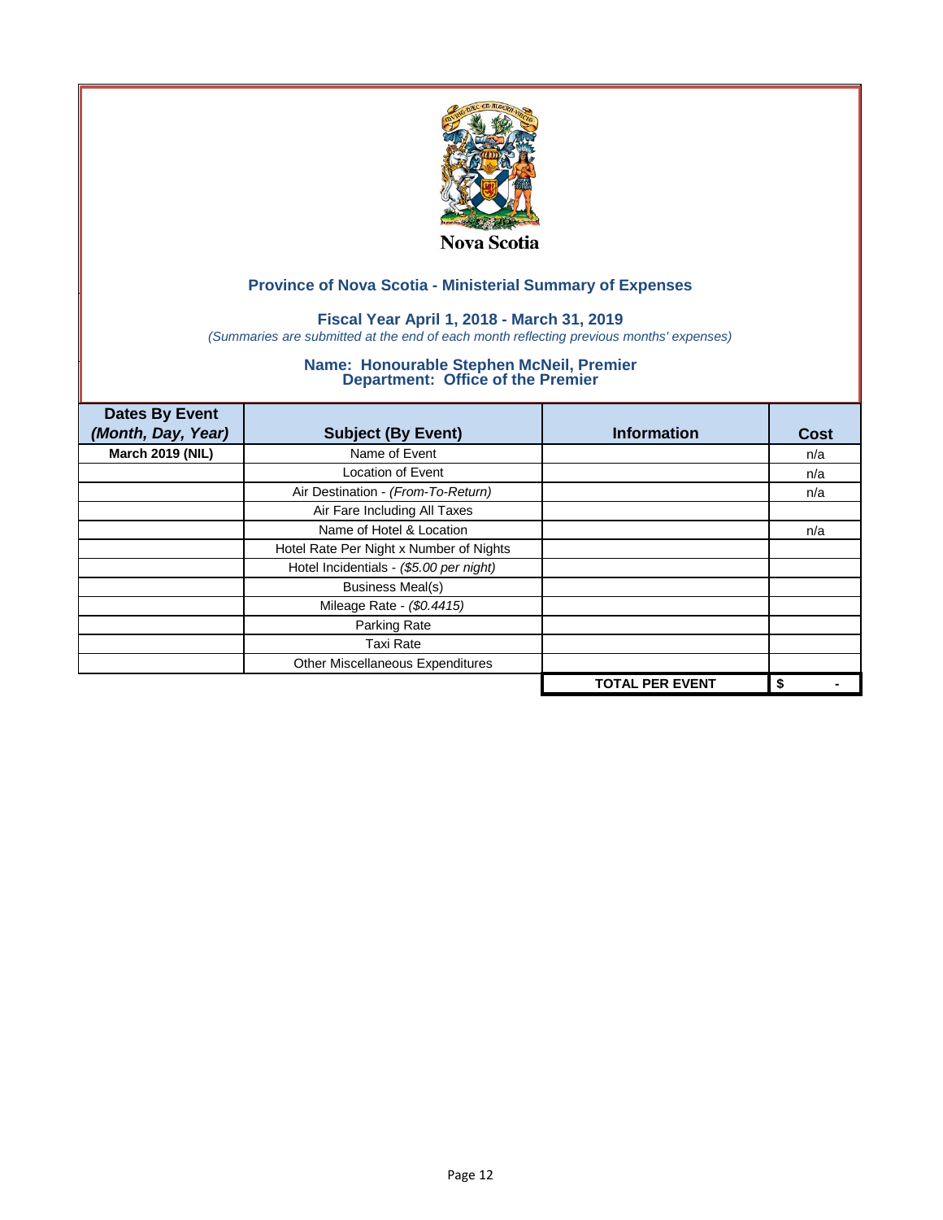Nova Scotia

## Province of Nova Scotia - Ministerial Summary of Expenses

### Fiscal Year April 1, 2018 - March 31, 2019

*(Summaries are submitted at the end of each month reflecting previous months' expenses)*

### Name: Honourable Stephen McNeil, Premier
### Department: Office of the Premier

| Dates By Event *(Month, Day, Year)* | Subject (By Event) | Information | Cost |
|---|---|---|---|
| **March 2019 (NIL)** | Name of Event | | n/a |
| | Location of Event | | n/a |
| | Air Destination - *(From-To-Return)* | | n/a |
| | Air Fare Including All Taxes | | |
| | Name of Hotel & Location | | n/a |
| | Hotel Rate Per Night x Number of Nights | | |
| | Hotel Incidentials - *($5.00 per night)* | | |
| | Business Meal(s) | | |
| | Mileage Rate - *($0.4415)* | | |
| | Parking Rate | | |
| | Taxi Rate | | |
| | Other Miscellaneous Expenditures | | |
| | | **TOTAL PER EVENT** | **$ -** |